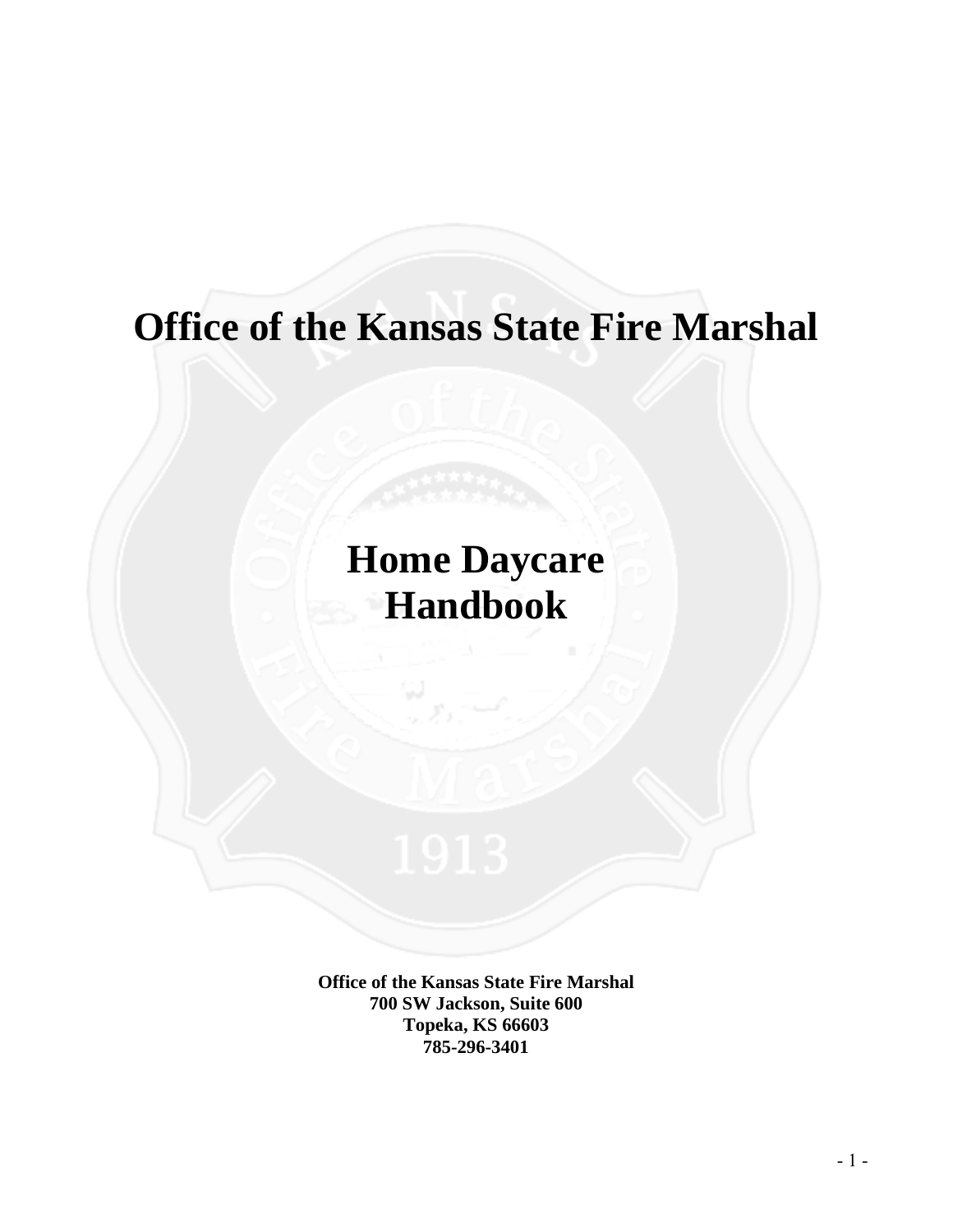# Office of the Kansas State Fire Marshal

# Home Daycare Handbook

**Office of the Kansas State Fire Marshal**
**700 SW Jackson, Suite 600**
**Topeka, KS 66603**
**785-296-3401**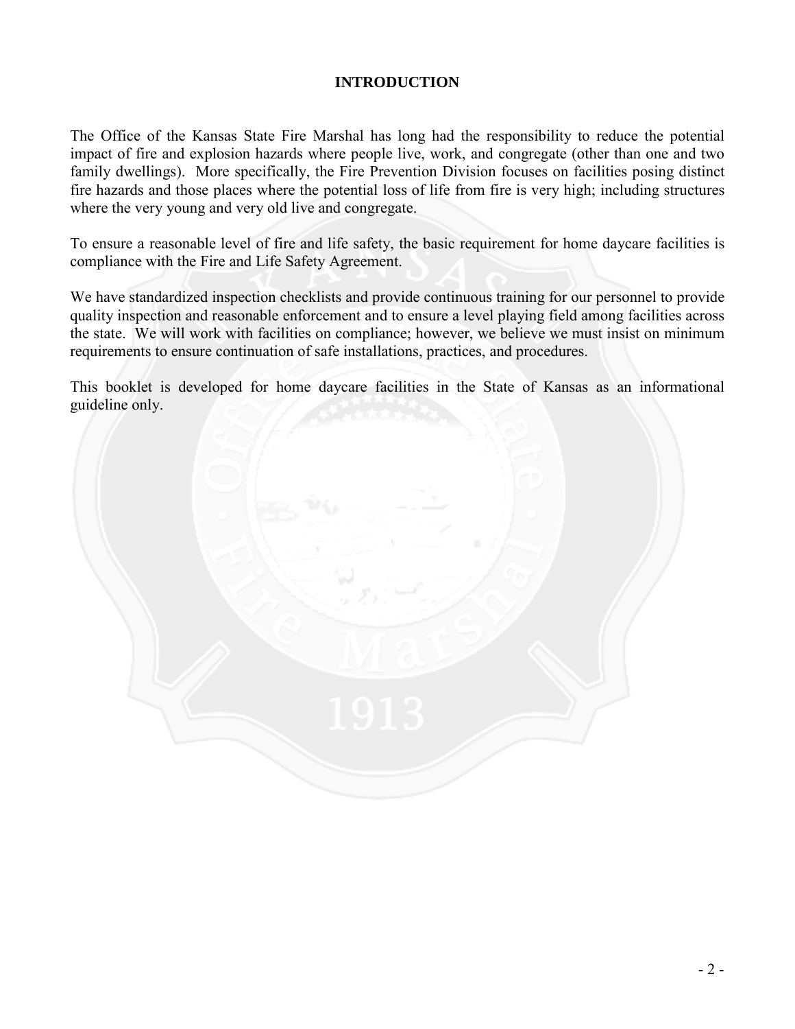# INTRODUCTION

The Office of the Kansas State Fire Marshal has long had the responsibility to reduce the potential impact of fire and explosion hazards where people live, work, and congregate (other than one and two family dwellings). More specifically, the Fire Prevention Division focuses on facilities posing distinct fire hazards and those places where the potential loss of life from fire is very high; including structures where the very young and very old live and congregate.

To ensure a reasonable level of fire and life safety, the basic requirement for home daycare facilities is compliance with the Fire and Life Safety Agreement.

We have standardized inspection checklists and provide continuous training for our personnel to provide quality inspection and reasonable enforcement and to ensure a level playing field among facilities across the state. We will work with facilities on compliance; however, we believe we must insist on minimum requirements to ensure continuation of safe installations, practices, and procedures.

This booklet is developed for home daycare facilities in the State of Kansas as an informational guideline only.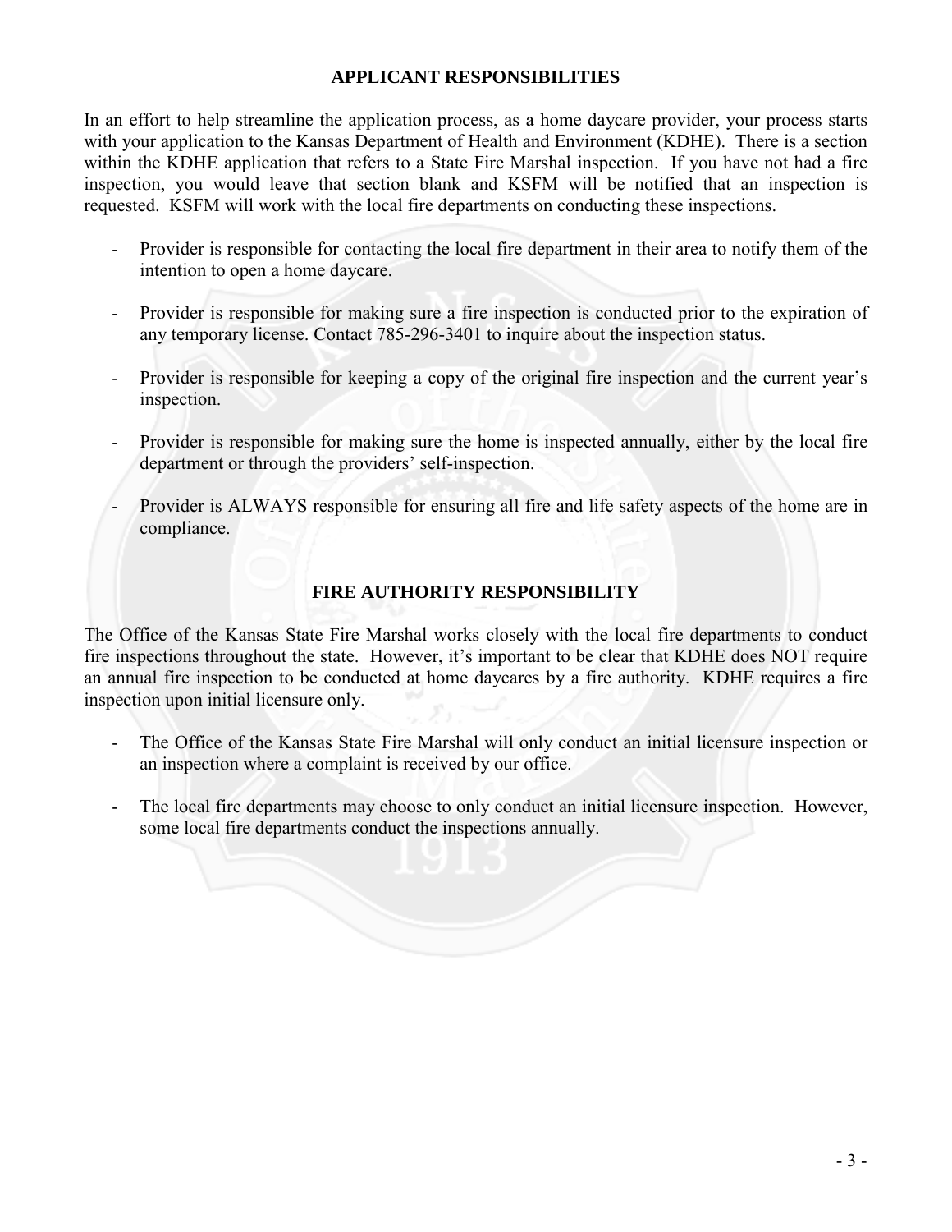## APPLICANT RESPONSIBILITIES

In an effort to help streamline the application process, as a home daycare provider, your process starts with your application to the Kansas Department of Health and Environment (KDHE). There is a section within the KDHE application that refers to a State Fire Marshal inspection. If you have not had a fire inspection, you would leave that section blank and KSFM will be notified that an inspection is requested. KSFM will work with the local fire departments on conducting these inspections.

- Provider is responsible for contacting the local fire department in their area to notify them of the intention to open a home daycare.
- Provider is responsible for making sure a fire inspection is conducted prior to the expiration of any temporary license. Contact 785-296-3401 to inquire about the inspection status.
- Provider is responsible for keeping a copy of the original fire inspection and the current year's inspection.
- Provider is responsible for making sure the home is inspected annually, either by the local fire department or through the providers' self-inspection.
- Provider is ALWAYS responsible for ensuring all fire and life safety aspects of the home are in compliance.

## FIRE AUTHORITY RESPONSIBILITY

The Office of the Kansas State Fire Marshal works closely with the local fire departments to conduct fire inspections throughout the state. However, it's important to be clear that KDHE does NOT require an annual fire inspection to be conducted at home daycares by a fire authority. KDHE requires a fire inspection upon initial licensure only.

- The Office of the Kansas State Fire Marshal will only conduct an initial licensure inspection or an inspection where a complaint is received by our office.
- The local fire departments may choose to only conduct an initial licensure inspection. However, some local fire departments conduct the inspections annually.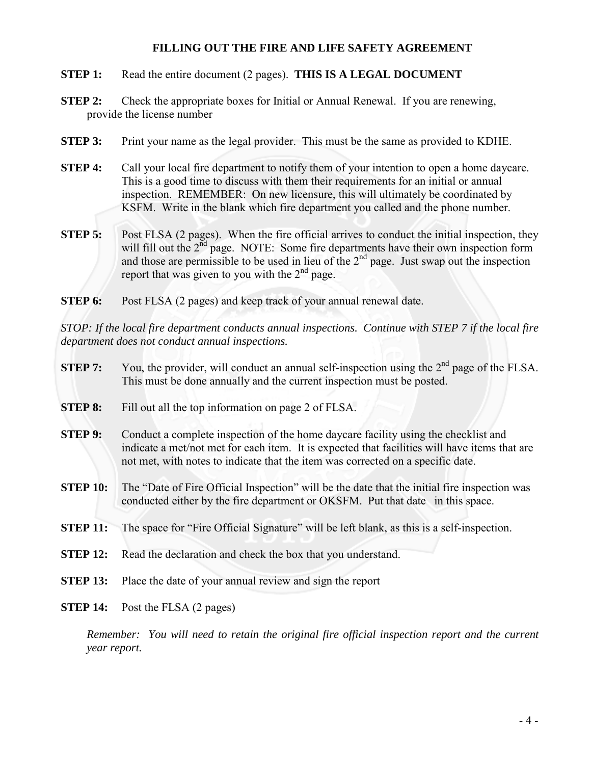## FILLING OUT THE FIRE AND LIFE SAFETY AGREEMENT

**STEP 1:** Read the entire document (2 pages). **THIS IS A LEGAL DOCUMENT**

**STEP 2:** Check the appropriate boxes for Initial or Annual Renewal. If you are renewing, provide the license number

**STEP 3:** Print your name as the legal provider. This must be the same as provided to KDHE.

**STEP 4:** Call your local fire department to notify them of your intention to open a home daycare. This is a good time to discuss with them their requirements for an initial or annual inspection. REMEMBER: On new licensure, this will ultimately be coordinated by KSFM. Write in the blank which fire department you called and the phone number.

**STEP 5:** Post FLSA (2 pages). When the fire official arrives to conduct the initial inspection, they will fill out the 2nd page. NOTE: Some fire departments have their own inspection form and those are permissible to be used in lieu of the 2nd page. Just swap out the inspection report that was given to you with the 2nd page.

**STEP 6:** Post FLSA (2 pages) and keep track of your annual renewal date.

*STOP: If the local fire department conducts annual inspections. Continue with STEP 7 if the local fire department does not conduct annual inspections.*

**STEP 7:** You, the provider, will conduct an annual self-inspection using the 2nd page of the FLSA. This must be done annually and the current inspection must be posted.

**STEP 8:** Fill out all the top information on page 2 of FLSA.

**STEP 9:** Conduct a complete inspection of the home daycare facility using the checklist and indicate a met/not met for each item. It is expected that facilities will have items that are not met, with notes to indicate that the item was corrected on a specific date.

**STEP 10:** The "Date of Fire Official Inspection" will be the date that the initial fire inspection was conducted either by the fire department or OKSFM. Put that date in this space.

**STEP 11:** The space for "Fire Official Signature" will be left blank, as this is a self-inspection.

**STEP 12:** Read the declaration and check the box that you understand.

**STEP 13:** Place the date of your annual review and sign the report

**STEP 14:** Post the FLSA (2 pages)

*Remember: You will need to retain the original fire official inspection report and the current year report.*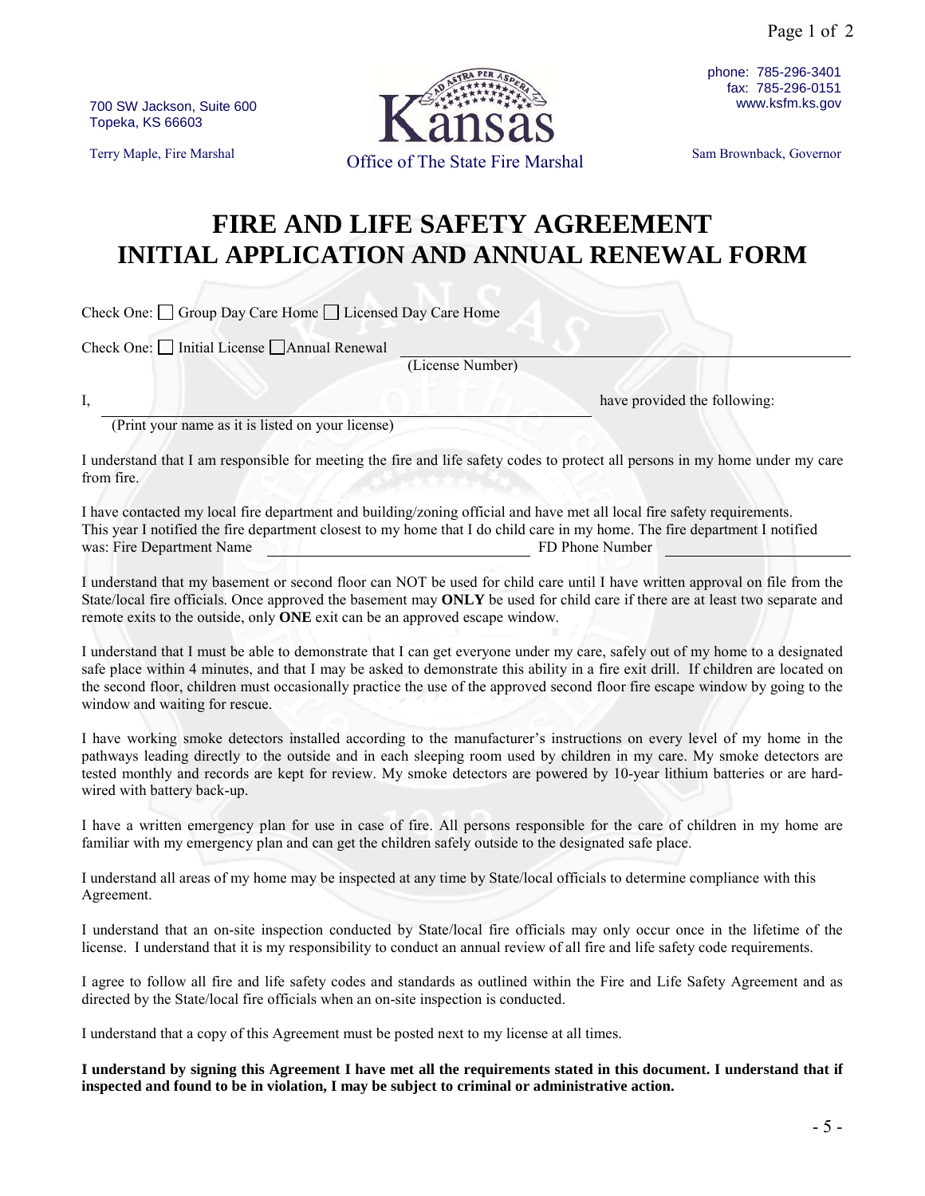700 SW Jackson, Suite 600
Topeka, KS 66603

Terry Maple, Fire Marshal

Kansas
Office of The State Fire Marshal

phone: 785-296-3401
fax: 785-296-0151
www.ksfm.ks.gov

Sam Brownback, Governor

# FIRE AND LIFE SAFETY AGREEMENT
# INITIAL APPLICATION AND ANNUAL RENEWAL FORM

Check One: ☐ Group Day Care Home ☐ Licensed Day Care Home

Check One: ☐ Initial License ☐ Annual Renewal ______________________________
(License Number)

I, ______________________________________________ have provided the following:
(Print your name as it is listed on your license)

I understand that I am responsible for meeting the fire and life safety codes to protect all persons in my home under my care from fire.

I have contacted my local fire department and building/zoning official and have met all local fire safety requirements. This year I notified the fire department closest to my home that I do child care in my home. The fire department I notified was: Fire Department Name ______________________ FD Phone Number ______________________

I understand that my basement or second floor can NOT be used for child care until I have written approval on file from the State/local fire officials. Once approved the basement may **ONLY** be used for child care if there are at least two separate and remote exits to the outside, only **ONE** exit can be an approved escape window.

I understand that I must be able to demonstrate that I can get everyone under my care, safely out of my home to a designated safe place within 4 minutes, and that I may be asked to demonstrate this ability in a fire exit drill. If children are located on the second floor, children must occasionally practice the use of the approved second floor fire escape window by going to the window and waiting for rescue.

I have working smoke detectors installed according to the manufacturer's instructions on every level of my home in the pathways leading directly to the outside and in each sleeping room used by children in my care. My smoke detectors are tested monthly and records are kept for review. My smoke detectors are powered by 10-year lithium batteries or are hard-wired with battery back-up.

I have a written emergency plan for use in case of fire. All persons responsible for the care of children in my home are familiar with my emergency plan and can get the children safely outside to the designated safe place.

I understand all areas of my home may be inspected at any time by State/local officials to determine compliance with this Agreement.

I understand that an on-site inspection conducted by State/local fire officials may only occur once in the lifetime of the license. I understand that it is my responsibility to conduct an annual review of all fire and life safety code requirements.

I agree to follow all fire and life safety codes and standards as outlined within the Fire and Life Safety Agreement and as directed by the State/local fire officials when an on-site inspection is conducted.

I understand that a copy of this Agreement must be posted next to my license at all times.

**I understand by signing this Agreement I have met all the requirements stated in this document. I understand that if inspected and found to be in violation, I may be subject to criminal or administrative action.**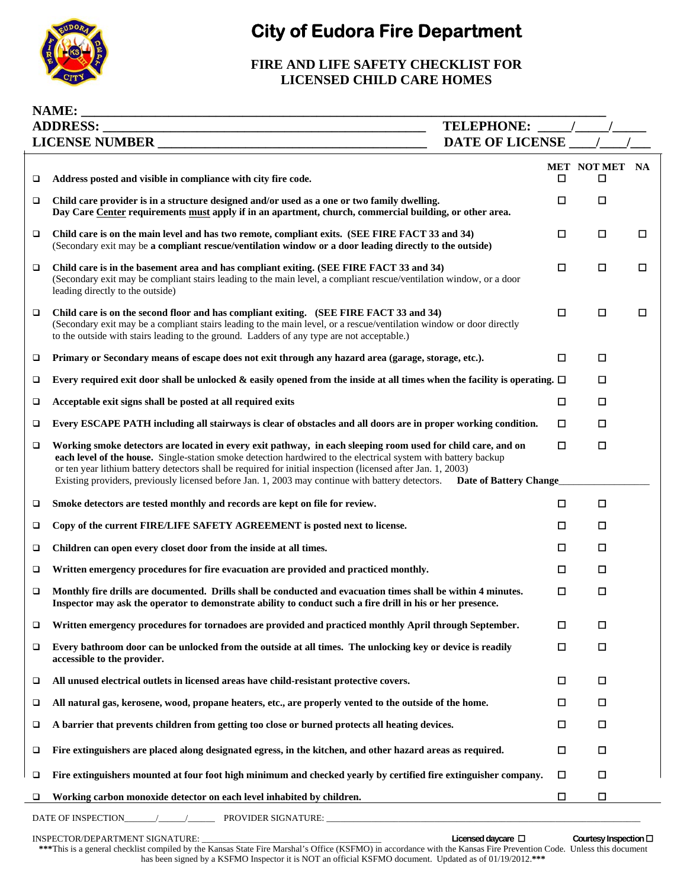# City of Eudora Fire Department

## FIRE AND LIFE SAFETY CHECKLIST FOR LICENSED CHILD CARE HOMES

**NAME:** ______________________________________________

**ADDRESS:** ______________________________ **TELEPHONE:** _____/_____/_____

**LICENSE NUMBER** ______________________________ **DATE OF LICENSE** ____/____/___

| | | MET | NOT MET | NA |
|---|---|---|---|---|
| ❑ | **Address posted and visible in compliance with city fire code.** | ☐ | ☐ | |
| ❑ | **Child care provider is in a structure designed and/or used as a one or two family dwelling.** **Day Care Center requirements must apply if in an apartment, church, commercial building, or other area.** | ☐ | ☐ | |
| ❑ | **Child care is on the main level and has two remote, compliant exits. (SEE FIRE FACT 33 and 34)** (Secondary exit may be **a compliant rescue/ventilation window or a door leading directly to the outside)** | ☐ | ☐ | ☐ |
| ❑ | **Child care is in the basement area and has compliant exiting. (SEE FIRE FACT 33 and 34)** (Secondary exit may be compliant stairs leading to the main level, a compliant rescue/ventilation window, or a door leading directly to the outside) | ☐ | ☐ | ☐ |
| ❑ | **Child care is on the second floor and has compliant exiting. (SEE FIRE FACT 33 and 34)** (Secondary exit may be a compliant stairs leading to the main level, or a rescue/ventilation window or door directly to the outside with stairs leading to the ground. Ladders of any type are not acceptable.) | ☐ | ☐ | ☐ |
| ❑ | **Primary or Secondary means of escape does not exit through any hazard area (garage, storage, etc.).** | ☐ | ☐ | |
| ❑ | **Every required exit door shall be unlocked & easily opened from the inside at all times when the facility is operating.** | ☐ | ☐ | |
| ❑ | **Acceptable exit signs shall be posted at all required exits** | ☐ | ☐ | |
| ❑ | **Every ESCAPE PATH including all stairways is clear of obstacles and all doors are in proper working condition.** | ☐ | ☐ | |
| ❑ | **Working smoke detectors are located in every exit pathway, in each sleeping room used for child care, and on each level of the house.** Single-station smoke detection hardwired to the electrical system with battery backup or ten year lithium battery detectors shall be required for initial inspection (licensed after Jan. 1, 2003) Existing providers, previously licensed before Jan. 1, 2003 may continue with battery detectors. **Date of Battery Change**__________________ | ☐ | ☐ | |
| ❑ | **Smoke detectors are tested monthly and records are kept on file for review.** | ☐ | ☐ | |
| ❑ | **Copy of the current FIRE/LIFE SAFETY AGREEMENT is posted next to license.** | ☐ | ☐ | |
| ❑ | **Children can open every closet door from the inside at all times.** | ☐ | ☐ | |
| ❑ | **Written emergency procedures for fire evacuation are provided and practiced monthly.** | ☐ | ☐ | |
| ❑ | **Monthly fire drills are documented. Drills shall be conducted and evacuation times shall be within 4 minutes. Inspector may ask the operator to demonstrate ability to conduct such a fire drill in his or her presence.** | ☐ | ☐ | |
| ❑ | **Written emergency procedures for tornadoes are provided and practiced monthly April through September.** | ☐ | ☐ | |
| ❑ | **Every bathroom door can be unlocked from the outside at all times. The unlocking key or device is readily accessible to the provider.** | ☐ | ☐ | |
| ❑ | **All unused electrical outlets in licensed areas have child-resistant protective covers.** | ☐ | ☐ | |
| ❑ | **All natural gas, kerosene, wood, propane heaters, etc., are properly vented to the outside of the home.** | ☐ | ☐ | |
| ❑ | **A barrier that prevents children from getting too close or burned protects all heating devices.** | ☐ | ☐ | |
| ❑ | **Fire extinguishers are placed along designated egress, in the kitchen, and other hazard areas as required.** | ☐ | ☐ | |
| ❑ | **Fire extinguishers mounted at four foot high minimum and checked yearly by certified fire extinguisher company.** | ☐ | ☐ | |
| ❑ | **Working carbon monoxide detector on each level inhabited by children.** | ☐ | ☐ | |

DATE OF INSPECTION_______/______/______ PROVIDER SIGNATURE: ______________________________

INSPECTOR/DEPARTMENT SIGNATURE: ______________________________ **Licensed daycare** ☐ **Courtesy Inspection** ☐

***This is a general checklist compiled by the Kansas State Fire Marshal's Office (KSFMO) in accordance with the Kansas Fire Prevention Code. Unless this document has been signed by a KSFMO Inspector it is NOT an official KSFMO document. Updated as of 01/19/2012.***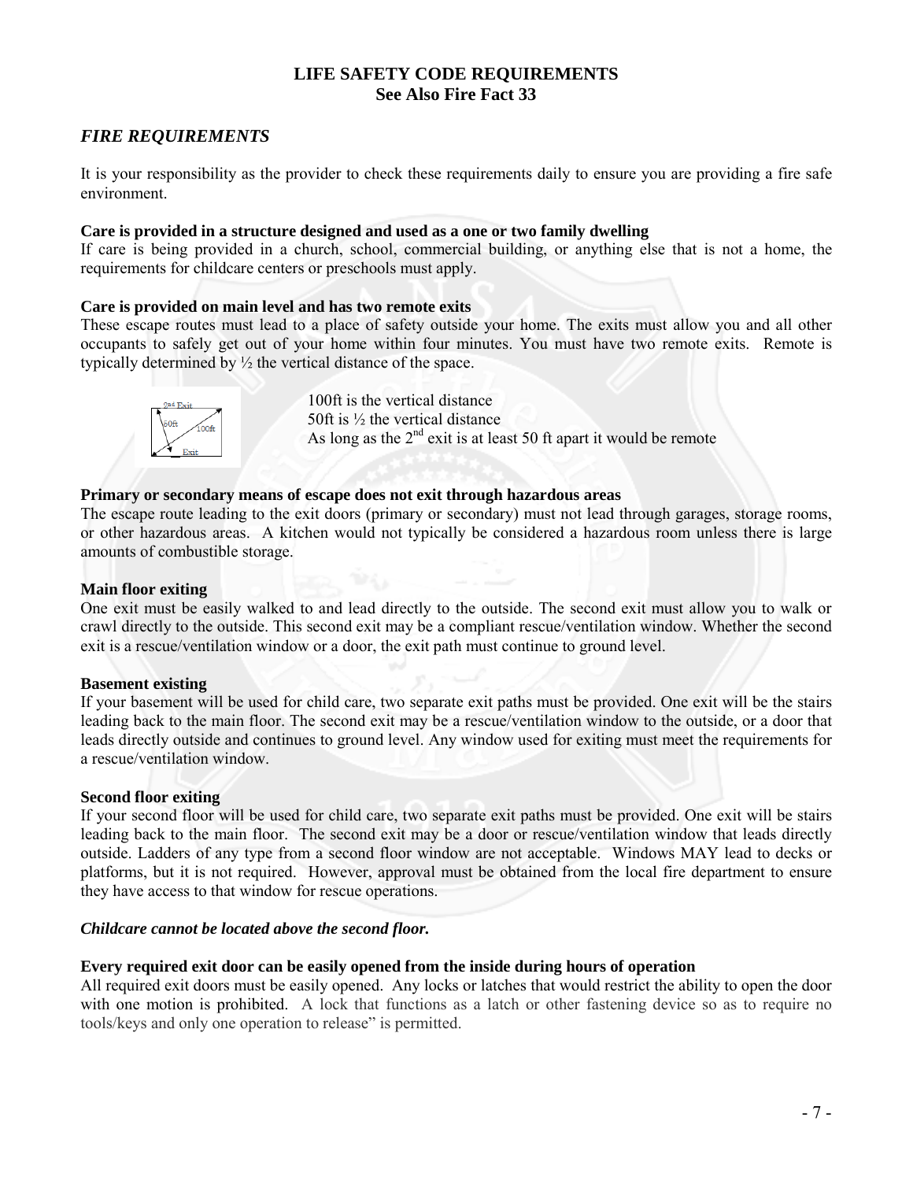# LIFE SAFETY CODE REQUIREMENTS
**See Also Fire Fact 33**

## *FIRE REQUIREMENTS*

It is your responsibility as the provider to check these requirements daily to ensure you are providing a fire safe environment.

**Care is provided in a structure designed and used as a one or two family dwelling**
If care is being provided in a church, school, commercial building, or anything else that is not a home, the requirements for childcare centers or preschools must apply.

**Care is provided on main level and has two remote exits**
These escape routes must lead to a place of safety outside your home. The exits must allow you and all other occupants to safely get out of your home within four minutes. You must have two remote exits. Remote is typically determined by ½ the vertical distance of the space.

2nd Exit
50ft
100ft
Exit

100ft is the vertical distance
50ft is ½ the vertical distance
As long as the 2nd exit is at least 50 ft apart it would be remote

**Primary or secondary means of escape does not exit through hazardous areas**
The escape route leading to the exit doors (primary or secondary) must not lead through garages, storage rooms, or other hazardous areas. A kitchen would not typically be considered a hazardous room unless there is large amounts of combustible storage.

**Main floor exiting**
One exit must be easily walked to and lead directly to the outside. The second exit must allow you to walk or crawl directly to the outside. This second exit may be a compliant rescue/ventilation window. Whether the second exit is a rescue/ventilation window or a door, the exit path must continue to ground level.

**Basement existing**
If your basement will be used for child care, two separate exit paths must be provided. One exit will be the stairs leading back to the main floor. The second exit may be a rescue/ventilation window to the outside, or a door that leads directly outside and continues to ground level. Any window used for exiting must meet the requirements for a rescue/ventilation window.

**Second floor exiting**
If your second floor will be used for child care, two separate exit paths must be provided. One exit will be stairs leading back to the main floor. The second exit may be a door or rescue/ventilation window that leads directly outside. Ladders of any type from a second floor window are not acceptable. Windows MAY lead to decks or platforms, but it is not required. However, approval must be obtained from the local fire department to ensure they have access to that window for rescue operations.

***Childcare cannot be located above the second floor.***

**Every required exit door can be easily opened from the inside during hours of operation**
All required exit doors must be easily opened. Any locks or latches that would restrict the ability to open the door with one motion is prohibited. A lock that functions as a latch or other fastening device so as to require no tools/keys and only one operation to release" is permitted.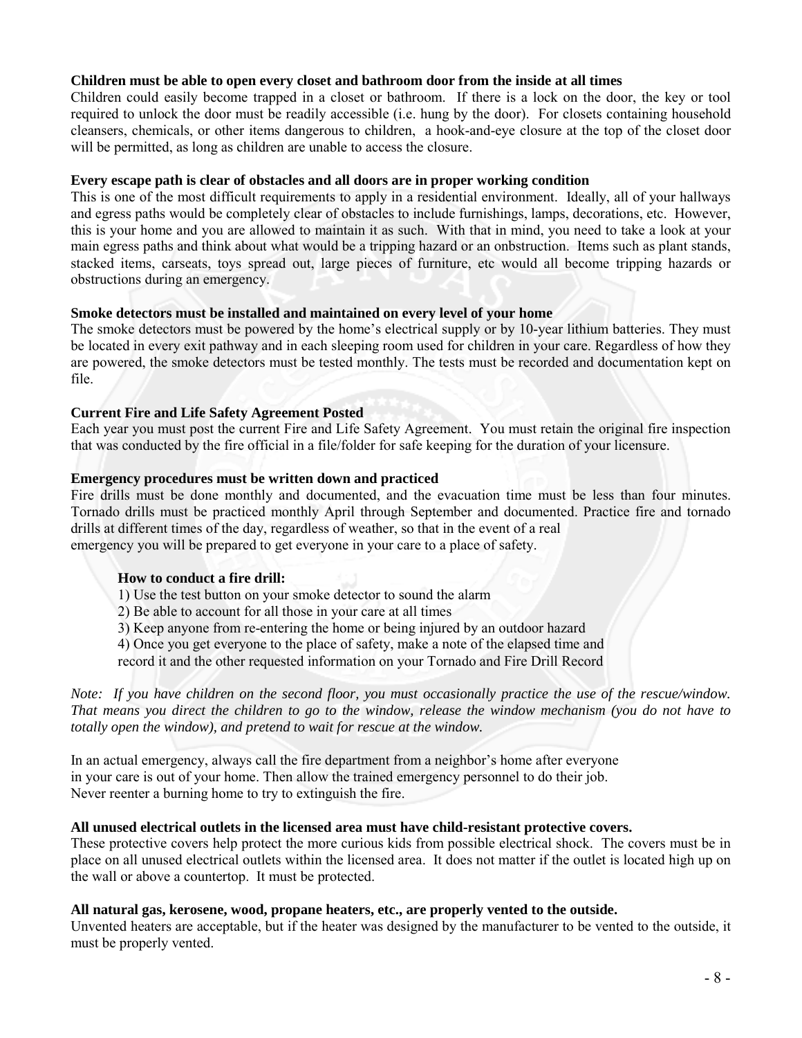**Children must be able to open every closet and bathroom door from the inside at all times**

Children could easily become trapped in a closet or bathroom. If there is a lock on the door, the key or tool required to unlock the door must be readily accessible (i.e. hung by the door). For closets containing household cleansers, chemicals, or other items dangerous to children, a hook-and-eye closure at the top of the closet door will be permitted, as long as children are unable to access the closure.

**Every escape path is clear of obstacles and all doors are in proper working condition**

This is one of the most difficult requirements to apply in a residential environment. Ideally, all of your hallways and egress paths would be completely clear of obstacles to include furnishings, lamps, decorations, etc. However, this is your home and you are allowed to maintain it as such. With that in mind, you need to take a look at your main egress paths and think about what would be a tripping hazard or an onbstruction. Items such as plant stands, stacked items, carseats, toys spread out, large pieces of furniture, etc would all become tripping hazards or obstructions during an emergency.

**Smoke detectors must be installed and maintained on every level of your home**

The smoke detectors must be powered by the home's electrical supply or by 10-year lithium batteries. They must be located in every exit pathway and in each sleeping room used for children in your care. Regardless of how they are powered, the smoke detectors must be tested monthly. The tests must be recorded and documentation kept on file.

**Current Fire and Life Safety Agreement Posted**

Each year you must post the current Fire and Life Safety Agreement. You must retain the original fire inspection that was conducted by the fire official in a file/folder for safe keeping for the duration of your licensure.

**Emergency procedures must be written down and practiced**

Fire drills must be done monthly and documented, and the evacuation time must be less than four minutes. Tornado drills must be practiced monthly April through September and documented. Practice fire and tornado drills at different times of the day, regardless of weather, so that in the event of a real emergency you will be prepared to get everyone in your care to a place of safety.

**How to conduct a fire drill:**

1) Use the test button on your smoke detector to sound the alarm
2) Be able to account for all those in your care at all times
3) Keep anyone from re-entering the home or being injured by an outdoor hazard
4) Once you get everyone to the place of safety, make a note of the elapsed time and record it and the other requested information on your Tornado and Fire Drill Record

*Note: If you have children on the second floor, you must occasionally practice the use of the rescue/window. That means you direct the children to go to the window, release the window mechanism (you do not have to totally open the window), and pretend to wait for rescue at the window.*

In an actual emergency, always call the fire department from a neighbor's home after everyone in your care is out of your home. Then allow the trained emergency personnel to do their job. Never reenter a burning home to try to extinguish the fire.

**All unused electrical outlets in the licensed area must have child-resistant protective covers.**

These protective covers help protect the more curious kids from possible electrical shock. The covers must be in place on all unused electrical outlets within the licensed area. It does not matter if the outlet is located high up on the wall or above a countertop. It must be protected.

**All natural gas, kerosene, wood, propane heaters, etc., are properly vented to the outside.**

Unvented heaters are acceptable, but if the heater was designed by the manufacturer to be vented to the outside, it must be properly vented.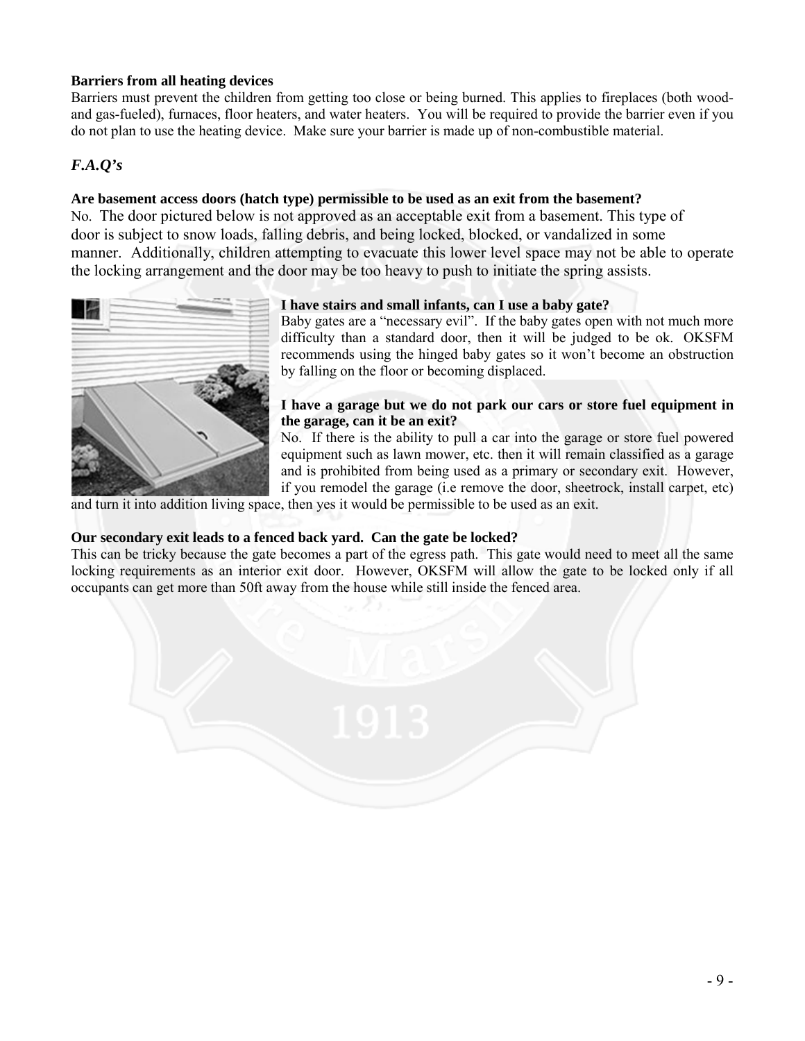**Barriers from all heating devices**

Barriers must prevent the children from getting too close or being burned. This applies to fireplaces (both wood- and gas-fueled), furnaces, floor heaters, and water heaters. You will be required to provide the barrier even if you do not plan to use the heating device. Make sure your barrier is made up of non-combustible material.

## *F.A.Q's*

**Are basement access doors (hatch type) permissible to be used as an exit from the basement?**

No. The door pictured below is not approved as an acceptable exit from a basement. This type of door is subject to snow loads, falling debris, and being locked, blocked, or vandalized in some manner. Additionally, children attempting to evacuate this lower level space may not be able to operate the locking arrangement and the door may be too heavy to push to initiate the spring assists.

**I have stairs and small infants, can I use a baby gate?**

Baby gates are a "necessary evil". If the baby gates open with not much more difficulty than a standard door, then it will be judged to be ok. OKSFM recommends using the hinged baby gates so it won't become an obstruction by falling on the floor or becoming displaced.

**I have a garage but we do not park our cars or store fuel equipment in the garage, can it be an exit?**

No. If there is the ability to pull a car into the garage or store fuel powered equipment such as lawn mower, etc. then it will remain classified as a garage and is prohibited from being used as a primary or secondary exit. However, if you remodel the garage (i.e remove the door, sheetrock, install carpet, etc) and turn it into addition living space, then yes it would be permissible to be used as an exit.

**Our secondary exit leads to a fenced back yard. Can the gate be locked?**

This can be tricky because the gate becomes a part of the egress path. This gate would need to meet all the same locking requirements as an interior exit door. However, OKSFM will allow the gate to be locked only if all occupants can get more than 50ft away from the house while still inside the fenced area.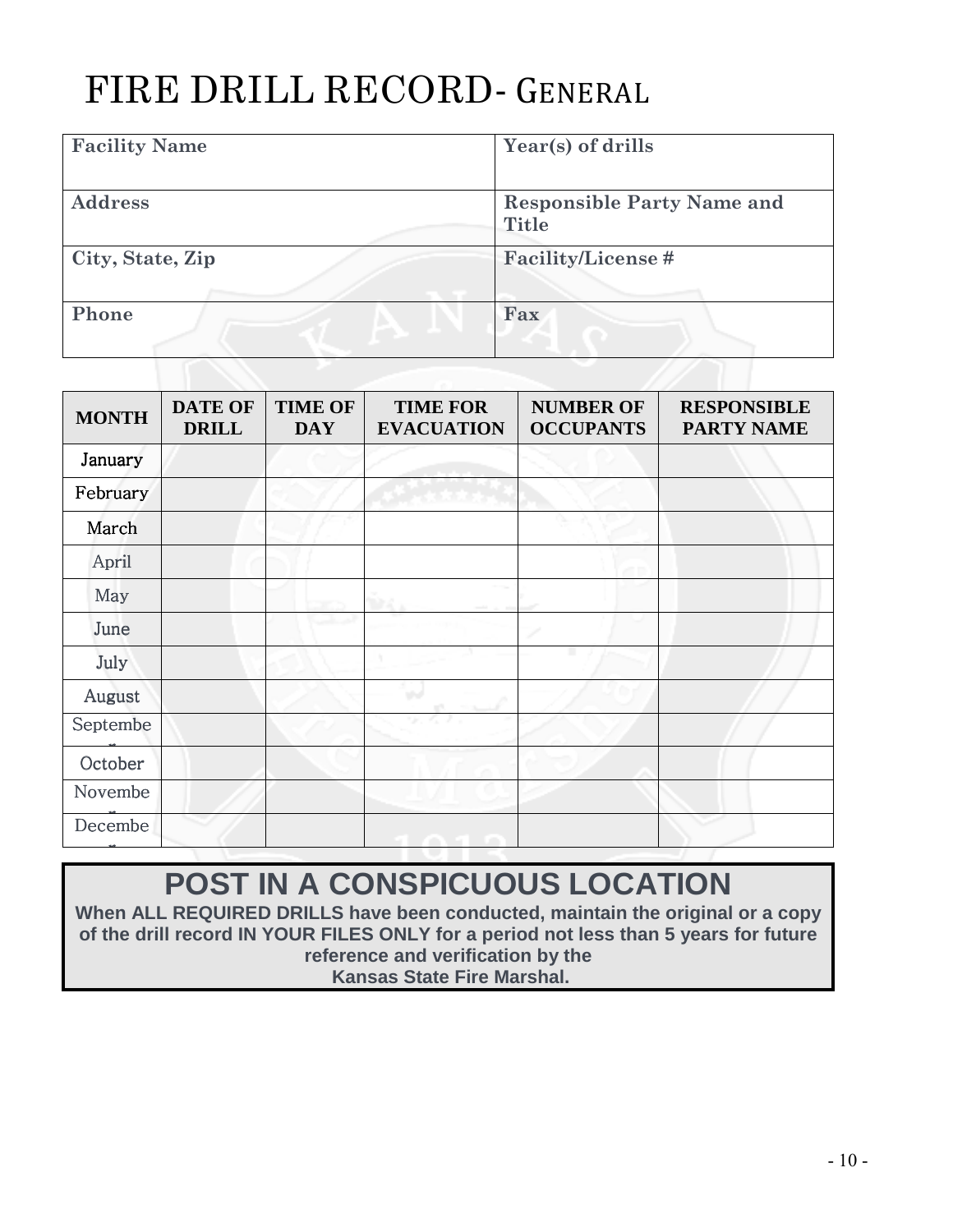# FIRE DRILL RECORD- General

| | |
|---|---|
| **Facility Name** | **Year(s) of drills** |
| **Address** | **Responsible Party Name and Title** |
| **City, State, Zip** | **Facility/License #** |
| **Phone** | **Fax** |

| MONTH | DATE OF DRILL | TIME OF DAY | TIME FOR EVACUATION | NUMBER OF OCCUPANTS | RESPONSIBLE PARTY NAME |
|---|---|---|---|---|---|
| January | | | | | |
| February | | | | | |
| March | | | | | |
| April | | | | | |
| May | | | | | |
| June | | | | | |
| July | | | | | |
| August | | | | | |
| September | | | | | |
| October | | | | | |
| November | | | | | |
| December | | | | | |

**POST IN A CONSPICUOUS LOCATION**

**When ALL REQUIRED DRILLS have been conducted, maintain the original or a copy of the drill record IN YOUR FILES ONLY for a period not less than 5 years for future reference and verification by the Kansas State Fire Marshal.**